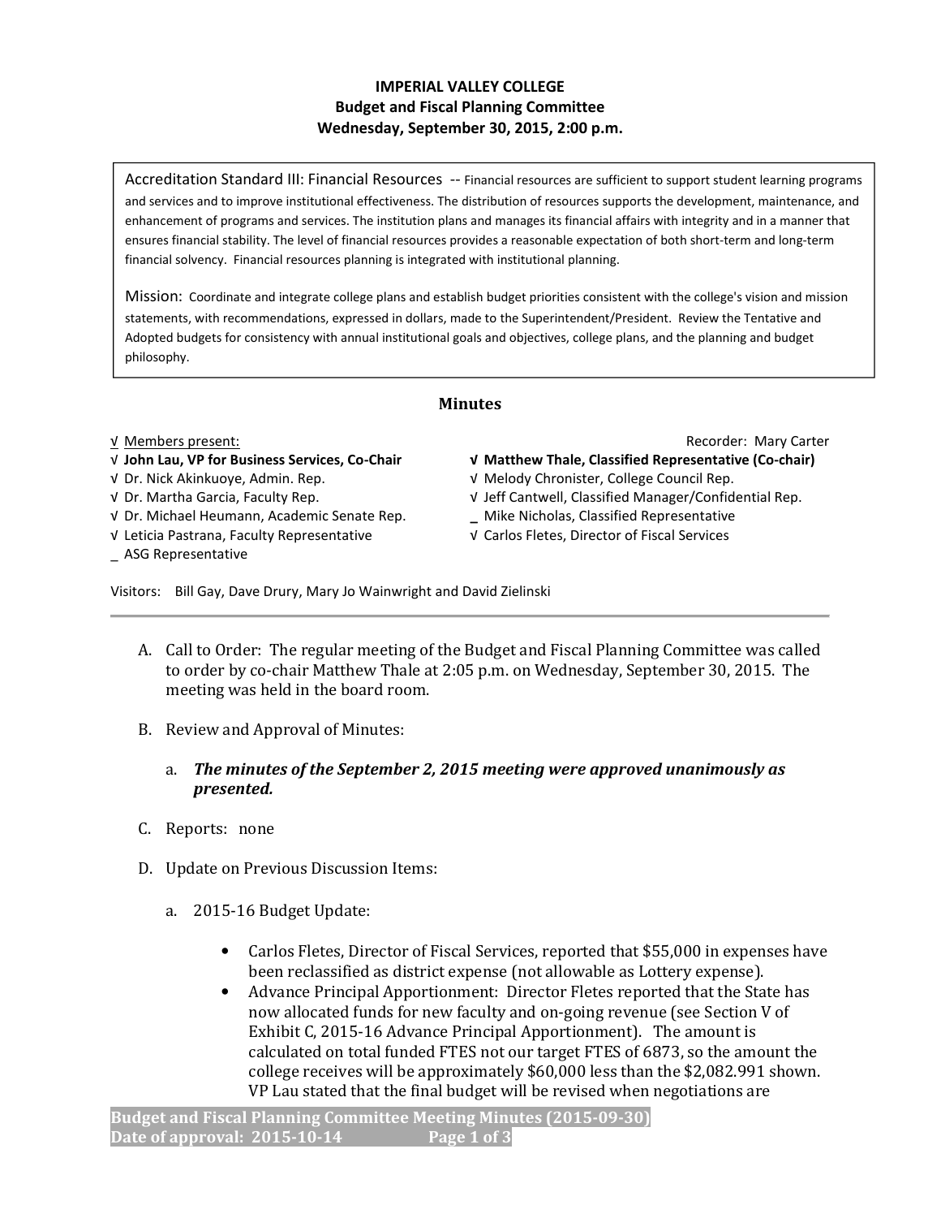# IMPERIAL VALLEY COLLEGE
## Budget and Fiscal Planning Committee
### Wednesday, September 30, 2015, 2:00 p.m.

Accreditation Standard III: Financial Resources -- Financial resources are sufficient to support student learning programs and services and to improve institutional effectiveness. The distribution of resources supports the development, maintenance, and enhancement of programs and services. The institution plans and manages its financial affairs with integrity and in a manner that ensures financial stability. The level of financial resources provides a reasonable expectation of both short-term and long-term financial solvency. Financial resources planning is integrated with institutional planning.

Mission: Coordinate and integrate college plans and establish budget priorities consistent with the college's vision and mission statements, with recommendations, expressed in dollars, made to the Superintendent/President. Review the Tentative and Adopted budgets for consistency with annual institutional goals and objectives, college plans, and the planning and budget philosophy.

## Minutes

√ Members present:

Recorder: Mary Carter

- √ **John Lau, VP for Business Services, Co-Chair**
- √ Dr. Nick Akinkuoye, Admin. Rep.
- √ Dr. Martha Garcia, Faculty Rep.
- √ Dr. Michael Heumann, Academic Senate Rep.
- √ Leticia Pastrana, Faculty Representative
- _ ASG Representative
- √ **Matthew Thale, Classified Representative (Co-chair)**
- √ Melody Chronister, College Council Rep.
- √ Jeff Cantwell, Classified Manager/Confidential Rep.
- _ Mike Nicholas, Classified Representative
- √ Carlos Fletes, Director of Fiscal Services

Visitors: Bill Gay, Dave Drury, Mary Jo Wainwright and David Zielinski

A. Call to Order: The regular meeting of the Budget and Fiscal Planning Committee was called to order by co-chair Matthew Thale at 2:05 p.m. on Wednesday, September 30, 2015. The meeting was held in the board room.

B. Review and Approval of Minutes:

   a. ***The minutes of the September 2, 2015 meeting were approved unanimously as presented.***

C. Reports: none

D. Update on Previous Discussion Items:

   a. 2015-16 Budget Update:

      - Carlos Fletes, Director of Fiscal Services, reported that $55,000 in expenses have been reclassified as district expense (not allowable as Lottery expense).
      - Advance Principal Apportionment: Director Fletes reported that the State has now allocated funds for new faculty and on-going revenue (see Section V of Exhibit C, 2015-16 Advance Principal Apportionment). The amount is calculated on total funded FTES not our target FTES of 6873, so the amount the college receives will be approximately $60,000 less than the $2,082.991 shown. VP Lau stated that the final budget will be revised when negotiations are

**Budget and Fiscal Planning Committee Meeting Minutes (2015-09-30)**
**Date of approval: 2015-10-14**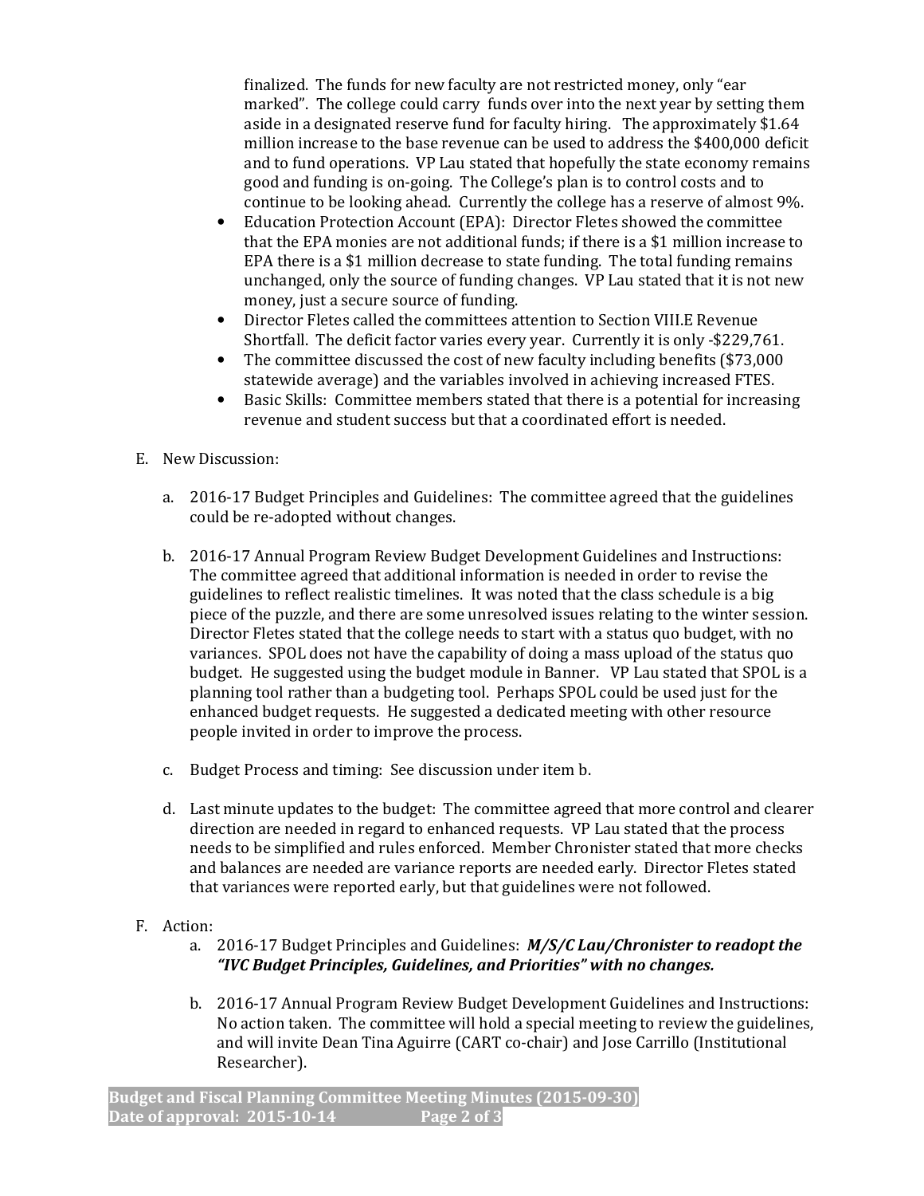finalized. The funds for new faculty are not restricted money, only "ear marked". The college could carry funds over into the next year by setting them aside in a designated reserve fund for faculty hiring. The approximately $1.64 million increase to the base revenue can be used to address the $400,000 deficit and to fund operations. VP Lau stated that hopefully the state economy remains good and funding is on-going. The College's plan is to control costs and to continue to be looking ahead. Currently the college has a reserve of almost 9%.

- Education Protection Account (EPA): Director Fletes showed the committee that the EPA monies are not additional funds; if there is a $1 million increase to EPA there is a $1 million decrease to state funding. The total funding remains unchanged, only the source of funding changes. VP Lau stated that it is not new money, just a secure source of funding.
- Director Fletes called the committees attention to Section VIII.E Revenue Shortfall. The deficit factor varies every year. Currently it is only -$229,761.
- The committee discussed the cost of new faculty including benefits ($73,000 statewide average) and the variables involved in achieving increased FTES.
- Basic Skills: Committee members stated that there is a potential for increasing revenue and student success but that a coordinated effort is needed.

E. New Discussion:

a. 2016-17 Budget Principles and Guidelines: The committee agreed that the guidelines could be re-adopted without changes.

b. 2016-17 Annual Program Review Budget Development Guidelines and Instructions: The committee agreed that additional information is needed in order to revise the guidelines to reflect realistic timelines. It was noted that the class schedule is a big piece of the puzzle, and there are some unresolved issues relating to the winter session. Director Fletes stated that the college needs to start with a status quo budget, with no variances. SPOL does not have the capability of doing a mass upload of the status quo budget. He suggested using the budget module in Banner. VP Lau stated that SPOL is a planning tool rather than a budgeting tool. Perhaps SPOL could be used just for the enhanced budget requests. He suggested a dedicated meeting with other resource people invited in order to improve the process.

c. Budget Process and timing: See discussion under item b.

d. Last minute updates to the budget: The committee agreed that more control and clearer direction are needed in regard to enhanced requests. VP Lau stated that the process needs to be simplified and rules enforced. Member Chronister stated that more checks and balances are needed are variance reports are needed early. Director Fletes stated that variances were reported early, but that guidelines were not followed.

F. Action:

a. 2016-17 Budget Principles and Guidelines: ***M/S/C Lau/Chronister to readopt the "IVC Budget Principles, Guidelines, and Priorities" with no changes.***

b. 2016-17 Annual Program Review Budget Development Guidelines and Instructions: No action taken. The committee will hold a special meeting to review the guidelines, and will invite Dean Tina Aguirre (CART co-chair) and Jose Carrillo (Institutional Researcher).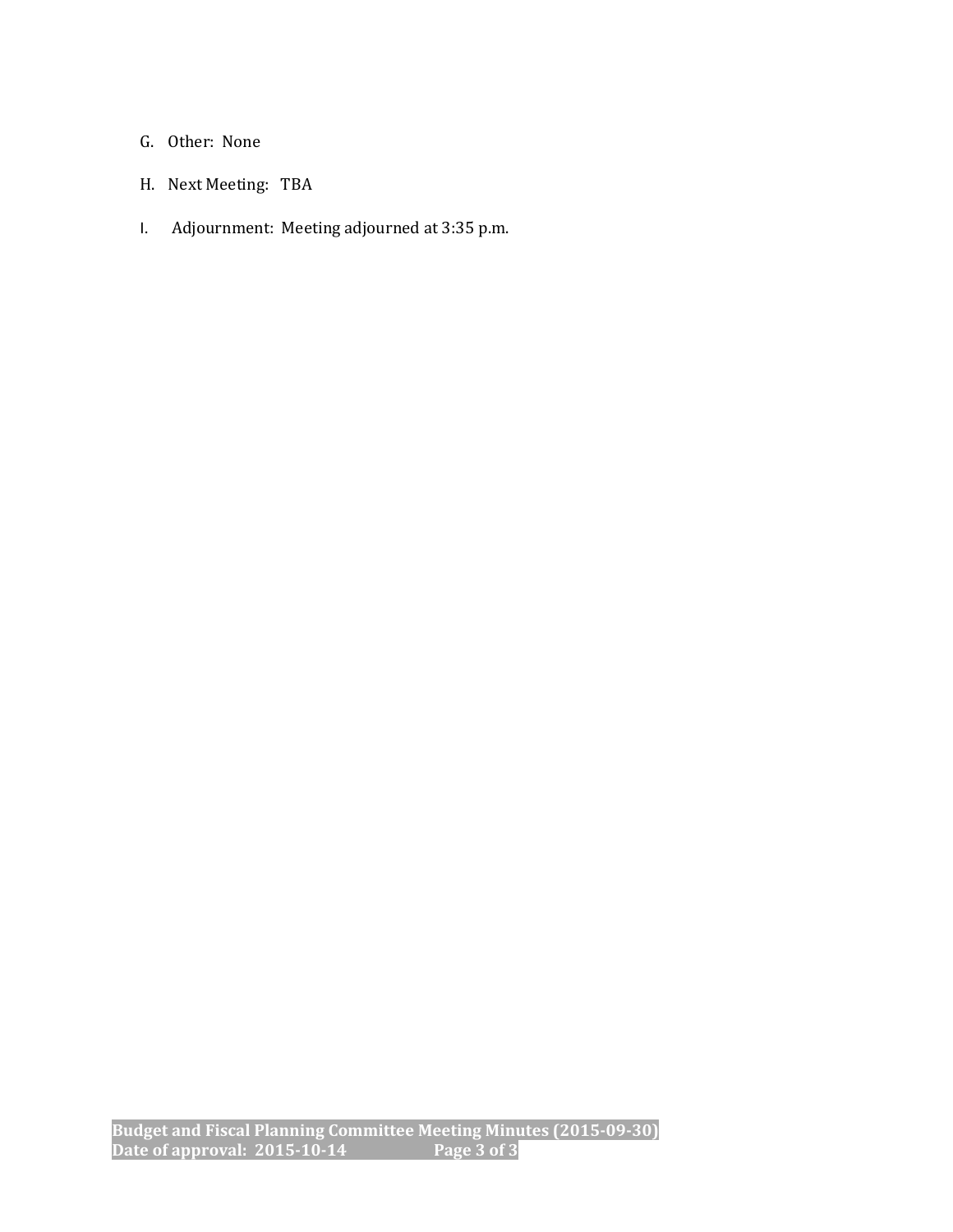G. Other: None

H. Next Meeting: TBA

I. Adjournment: Meeting adjourned at 3:35 p.m.